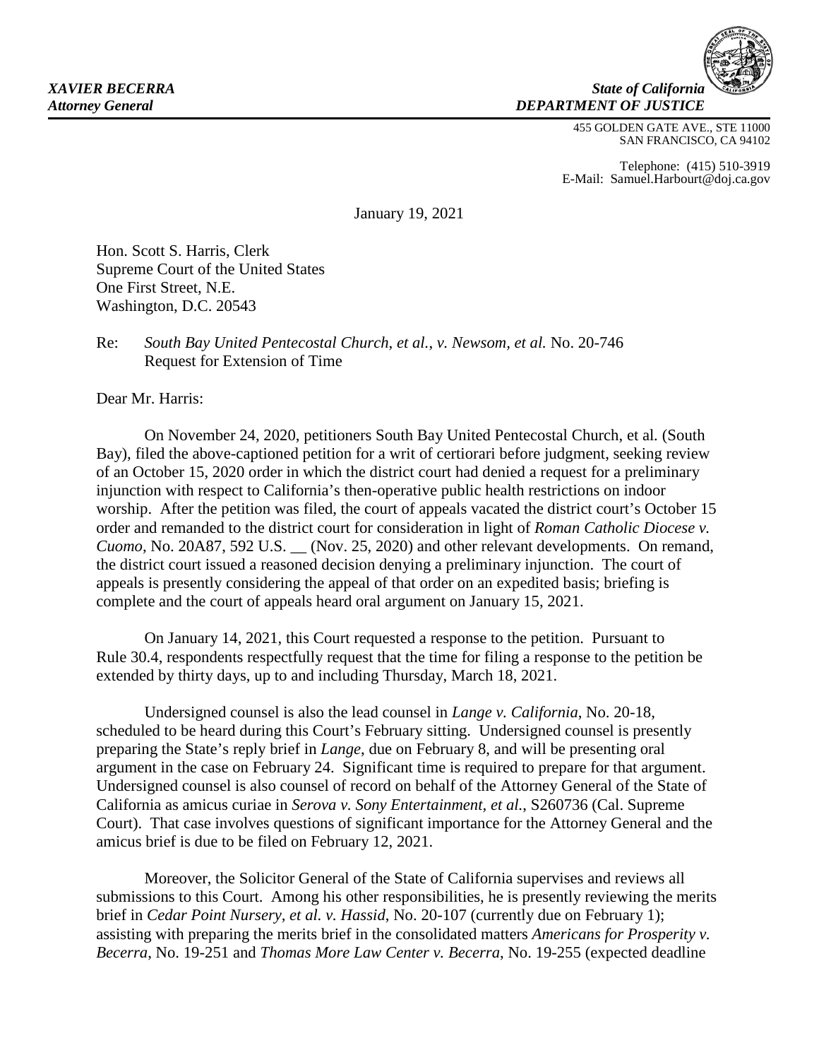*XAVIER BECERRA*
*Attorney General*

*State of California*
*DEPARTMENT OF JUSTICE*

455 GOLDEN GATE AVE., STE 11000
SAN FRANCISCO, CA 94102

Telephone: (415) 510-3919
E-Mail: Samuel.Harbourt@doj.ca.gov

January 19, 2021

Hon. Scott S. Harris, Clerk
Supreme Court of the United States
One First Street, N.E.
Washington, D.C. 20543

Re: *South Bay United Pentecostal Church, et al.*, *v. Newsom, et al.* No. 20-746
Request for Extension of Time

Dear Mr. Harris:

On November 24, 2020, petitioners South Bay United Pentecostal Church, et al. (South Bay), filed the above-captioned petition for a writ of certiorari before judgment, seeking review of an October 15, 2020 order in which the district court had denied a request for a preliminary injunction with respect to California's then-operative public health restrictions on indoor worship. After the petition was filed, the court of appeals vacated the district court's October 15 order and remanded to the district court for consideration in light of *Roman Catholic Diocese v. Cuomo*, No. 20A87, 592 U.S. __ (Nov. 25, 2020) and other relevant developments. On remand, the district court issued a reasoned decision denying a preliminary injunction. The court of appeals is presently considering the appeal of that order on an expedited basis; briefing is complete and the court of appeals heard oral argument on January 15, 2021.

On January 14, 2021, this Court requested a response to the petition. Pursuant to Rule 30.4, respondents respectfully request that the time for filing a response to the petition be extended by thirty days, up to and including Thursday, March 18, 2021.

Undersigned counsel is also the lead counsel in *Lange v. California*, No. 20-18, scheduled to be heard during this Court's February sitting. Undersigned counsel is presently preparing the State's reply brief in *Lange*, due on February 8, and will be presenting oral argument in the case on February 24. Significant time is required to prepare for that argument. Undersigned counsel is also counsel of record on behalf of the Attorney General of the State of California as amicus curiae in *Serova v. Sony Entertainment, et al.*, S260736 (Cal. Supreme Court). That case involves questions of significant importance for the Attorney General and the amicus brief is due to be filed on February 12, 2021.

Moreover, the Solicitor General of the State of California supervises and reviews all submissions to this Court. Among his other responsibilities, he is presently reviewing the merits brief in *Cedar Point Nursery, et al. v. Hassid*, No. 20-107 (currently due on February 1); assisting with preparing the merits brief in the consolidated matters *Americans for Prosperity v. Becerra*, No. 19-251 and *Thomas More Law Center v. Becerra*, No. 19-255 (expected deadline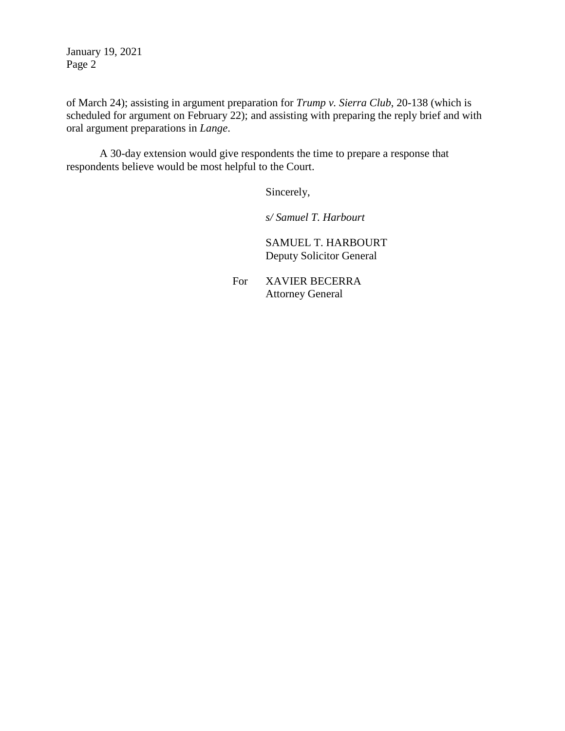of March 24); assisting in argument preparation for *Trump v. Sierra Club*, 20-138 (which is scheduled for argument on February 22); and assisting with preparing the reply brief and with oral argument preparations in *Lange*.

A 30-day extension would give respondents the time to prepare a response that respondents believe would be most helpful to the Court.

Sincerely,

*s/ Samuel T. Harbourt*

SAMUEL T. HARBOURT
Deputy Solicitor General

For XAVIER BECERRA
Attorney General